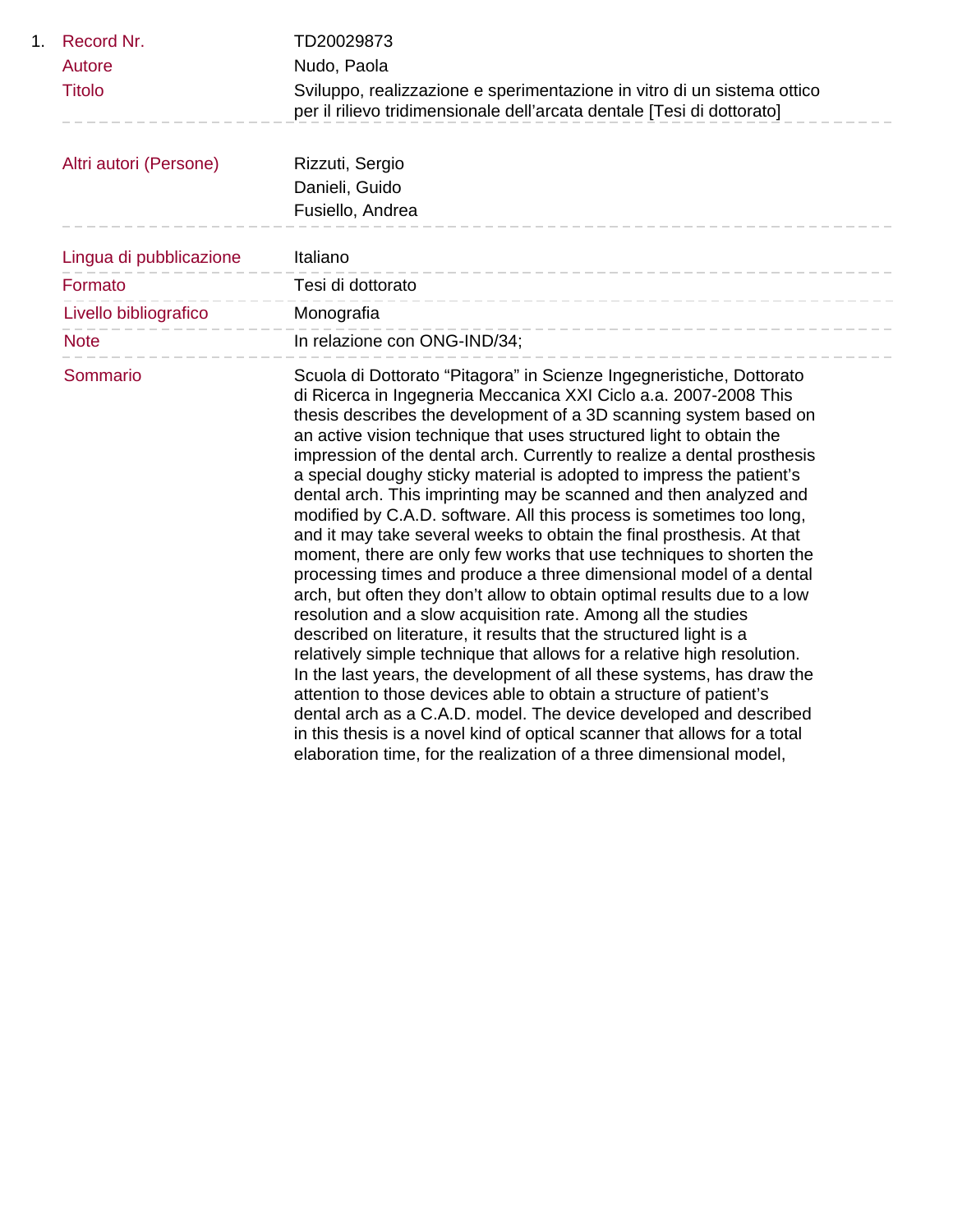1. **Record Nr.** TD20029873

**Autore** Nudo, Paola

**Titolo** Sviluppo, realizzazione e sperimentazione in vitro di un sistema ottico per il rilievo tridimensionale dell'arcata dentale [Tesi di dottorato]

**Altri autori (Persone)** Rizzuti, Sergio
Danieli, Guido
Fusiello, Andrea

**Lingua di pubblicazione** Italiano

**Formato** Tesi di dottorato

**Livello bibliografico** Monografia

**Note** In relazione con ONG-IND/34;

**Sommario** Scuola di Dottorato “Pitagora” in Scienze Ingegneristiche, Dottorato di Ricerca in Ingegneria Meccanica XXI Ciclo a.a. 2007-2008 This thesis describes the development of a 3D scanning system based on an active vision technique that uses structured light to obtain the impression of the dental arch. Currently to realize a dental prosthesis a special doughy sticky material is adopted to impress the patient's dental arch. This imprinting may be scanned and then analyzed and modified by C.A.D. software. All this process is sometimes too long, and it may take several weeks to obtain the final prosthesis. At that moment, there are only few works that use techniques to shorten the processing times and produce a three dimensional model of a dental arch, but often they don't allow to obtain optimal results due to a low resolution and a slow acquisition rate. Among all the studies described on literature, it results that the structured light is a relatively simple technique that allows for a relative high resolution. In the last years, the development of all these systems, has draw the attention to those devices able to obtain a structure of patient's dental arch as a C.A.D. model. The device developed and described in this thesis is a novel kind of optical scanner that allows for a total elaboration time, for the realization of a three dimensional model,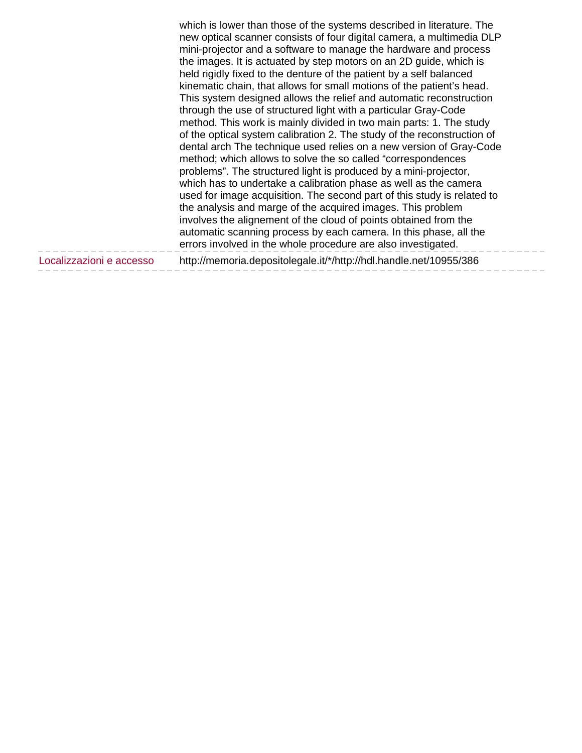which is lower than those of the systems described in literature. The new optical scanner consists of four digital camera, a multimedia DLP mini-projector and a software to manage the hardware and process the images. It is actuated by step motors on an 2D guide, which is held rigidly fixed to the denture of the patient by a self balanced kinematic chain, that allows for small motions of the patient's head. This system designed allows the relief and automatic reconstruction through the use of structured light with a particular Gray-Code method. This work is mainly divided in two main parts: 1. The study of the optical system calibration 2. The study of the reconstruction of dental arch The technique used relies on a new version of Gray-Code method; which allows to solve the so called "correspondences problems". The structured light is produced by a mini-projector, which has to undertake a calibration phase as well as the camera used for image acquisition. The second part of this study is related to the analysis and marge of the acquired images. This problem involves the alignement of the cloud of points obtained from the automatic scanning process by each camera. In this phase, all the errors involved in the whole procedure are also investigated.

| | |
|---|---|
| Localizzazioni e accesso | http://memoria.depositolegale.it/*/http://hdl.handle.net/10955/386 |